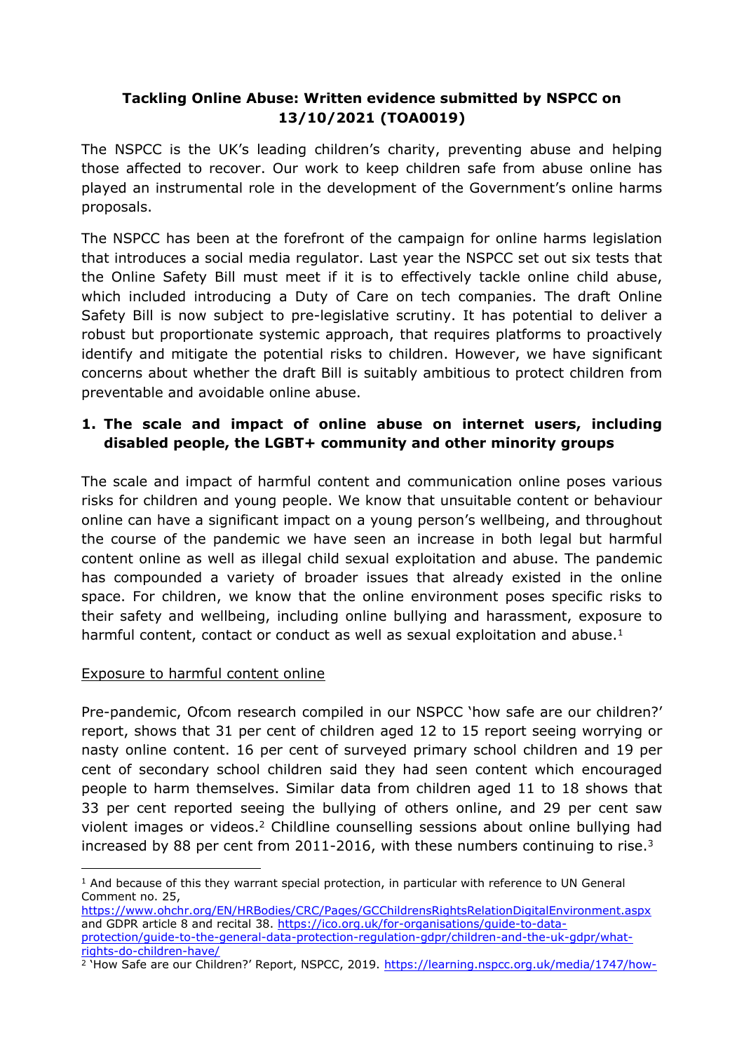**Tackling Online Abuse: Written evidence submitted by NSPCC on 13/10/2021 (TOA0019)**

The NSPCC is the UK's leading children's charity, preventing abuse and helping those affected to recover. Our work to keep children safe from abuse online has played an instrumental role in the development of the Government's online harms proposals.

The NSPCC has been at the forefront of the campaign for online harms legislation that introduces a social media regulator. Last year the NSPCC set out six tests that the Online Safety Bill must meet if it is to effectively tackle online child abuse, which included introducing a Duty of Care on tech companies. The draft Online Safety Bill is now subject to pre-legislative scrutiny. It has potential to deliver a robust but proportionate systemic approach, that requires platforms to proactively identify and mitigate the potential risks to children. However, we have significant concerns about whether the draft Bill is suitably ambitious to protect children from preventable and avoidable online abuse.

## 1. The scale and impact of online abuse on internet users, including disabled people, the LGBT+ community and other minority groups

The scale and impact of harmful content and communication online poses various risks for children and young people. We know that unsuitable content or behaviour online can have a significant impact on a young person's wellbeing, and throughout the course of the pandemic we have seen an increase in both legal but harmful content online as well as illegal child sexual exploitation and abuse. The pandemic has compounded a variety of broader issues that already existed in the online space. For children, we know that the online environment poses specific risks to their safety and wellbeing, including online bullying and harassment, exposure to harmful content, contact or conduct as well as sexual exploitation and abuse.[1]

Exposure to harmful content online

Pre-pandemic, Ofcom research compiled in our NSPCC 'how safe are our children?' report, shows that 31 per cent of children aged 12 to 15 report seeing worrying or nasty online content. 16 per cent of surveyed primary school children and 19 per cent of secondary school children said they had seen content which encouraged people to harm themselves. Similar data from children aged 11 to 18 shows that 33 per cent reported seeing the bullying of others online, and 29 per cent saw violent images or videos.[2] Childline counselling sessions about online bullying had increased by 88 per cent from 2011-2016, with these numbers continuing to rise.[3]

---

[1] And because of this they warrant special protection, in particular with reference to UN General Comment no. 25, https://www.ohchr.org/EN/HRBodies/CRC/Pages/GCChildrensRightsRelationDigitalEnvironment.aspx and GDPR article 8 and recital 38. https://ico.org.uk/for-organisations/guide-to-data-protection/guide-to-the-general-data-protection-regulation-gdpr/children-and-the-uk-gdpr/what-rights-do-children-have/

[2] 'How Safe are our Children?' Report, NSPCC, 2019. https://learning.nspcc.org.uk/media/1747/how-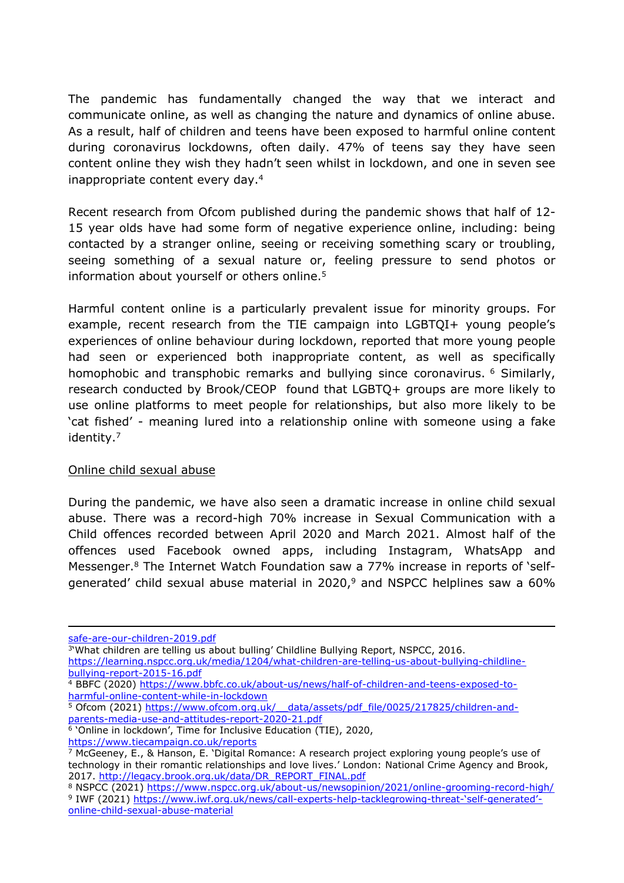The pandemic has fundamentally changed the way that we interact and communicate online, as well as changing the nature and dynamics of online abuse. As a result, half of children and teens have been exposed to harmful online content during coronavirus lockdowns, often daily. 47% of teens say they have seen content online they wish they hadn't seen whilst in lockdown, and one in seven see inappropriate content every day.[4]

Recent research from Ofcom published during the pandemic shows that half of 12-15 year olds have had some form of negative experience online, including: being contacted by a stranger online, seeing or receiving something scary or troubling, seeing something of a sexual nature or, feeling pressure to send photos or information about yourself or others online.[5]

Harmful content online is a particularly prevalent issue for minority groups. For example, recent research from the TIE campaign into LGBTQI+ young people's experiences of online behaviour during lockdown, reported that more young people had seen or experienced both inappropriate content, as well as specifically homophobic and transphobic remarks and bullying since coronavirus. [6] Similarly, research conducted by Brook/CEOP found that LGBTQ+ groups are more likely to use online platforms to meet people for relationships, but also more likely to be 'cat fished' - meaning lured into a relationship online with someone using a fake identity.[7]

<u>Online child sexual abuse</u>

During the pandemic, we have also seen a dramatic increase in online child sexual abuse. There was a record-high 70% increase in Sexual Communication with a Child offences recorded between April 2020 and March 2021. Almost half of the offences used Facebook owned apps, including Instagram, WhatsApp and Messenger.[8] The Internet Watch Foundation saw a 77% increase in reports of 'self-generated' child sexual abuse material in 2020,[9] and NSPCC helplines saw a 60%

---

safe-are-our-children-2019.pdf

[3] 'What children are telling us about bulling' Childline Bullying Report, NSPCC, 2016. https://learning.nspcc.org.uk/media/1204/what-children-are-telling-us-about-bullying-childline-bullying-report-2015-16.pdf

[4] BBFC (2020) https://www.bbfc.co.uk/about-us/news/half-of-children-and-teens-exposed-to-harmful-online-content-while-in-lockdown

[5] Ofcom (2021) https://www.ofcom.org.uk/__data/assets/pdf_file/0025/217825/children-and-parents-media-use-and-attitudes-report-2020-21.pdf

[6] 'Online in lockdown', Time for Inclusive Education (TIE), 2020, https://www.tiecampaign.co.uk/reports

[7] McGeeney, E., & Hanson, E. 'Digital Romance: A research project exploring young people's use of technology in their romantic relationships and love lives.' London: National Crime Agency and Brook, 2017. http://legacy.brook.org.uk/data/DR_REPORT_FINAL.pdf

[8] NSPCC (2021) https://www.nspcc.org.uk/about-us/newsopinion/2021/online-grooming-record-high/

[9] IWF (2021) https://www.iwf.org.uk/news/call-experts-help-tacklegrowing-threat-'self-generated'-online-child-sexual-abuse-material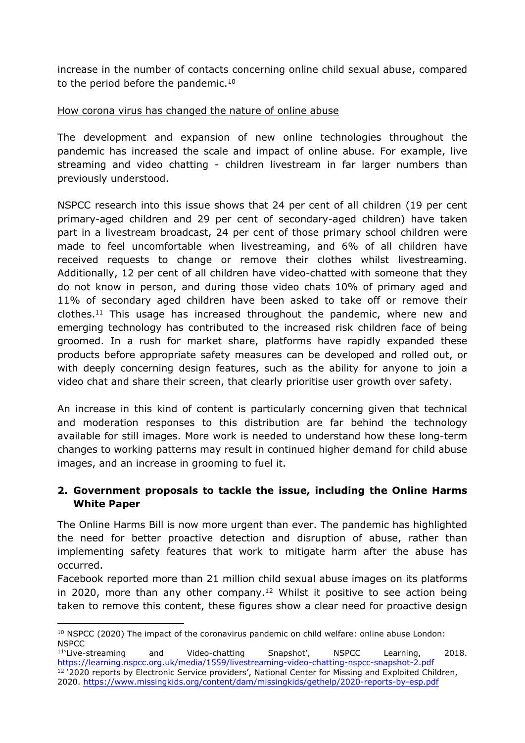increase in the number of contacts concerning online child sexual abuse, compared to the period before the pandemic.[10]

How corona virus has changed the nature of online abuse

The development and expansion of new online technologies throughout the pandemic has increased the scale and impact of online abuse. For example, live streaming and video chatting - children livestream in far larger numbers than previously understood.

NSPCC research into this issue shows that 24 per cent of all children (19 per cent primary-aged children and 29 per cent of secondary-aged children) have taken part in a livestream broadcast, 24 per cent of those primary school children were made to feel uncomfortable when livestreaming, and 6% of all children have received requests to change or remove their clothes whilst livestreaming. Additionally, 12 per cent of all children have video-chatted with someone that they do not know in person, and during those video chats 10% of primary aged and 11% of secondary aged children have been asked to take off or remove their clothes.[11] This usage has increased throughout the pandemic, where new and emerging technology has contributed to the increased risk children face of being groomed. In a rush for market share, platforms have rapidly expanded these products before appropriate safety measures can be developed and rolled out, or with deeply concerning design features, such as the ability for anyone to join a video chat and share their screen, that clearly prioritise user growth over safety.

An increase in this kind of content is particularly concerning given that technical and moderation responses to this distribution are far behind the technology available for still images. More work is needed to understand how these long-term changes to working patterns may result in continued higher demand for child abuse images, and an increase in grooming to fuel it.

## 2. Government proposals to tackle the issue, including the Online Harms White Paper

The Online Harms Bill is now more urgent than ever. The pandemic has highlighted the need for better proactive detection and disruption of abuse, rather than implementing safety features that work to mitigate harm after the abuse has occurred.

Facebook reported more than 21 million child sexual abuse images on its platforms in 2020, more than any other company.[12] Whilst it positive to see action being taken to remove this content, these figures show a clear need for proactive design

[10] NSPCC (2020) The impact of the coronavirus pandemic on child welfare: online abuse London: NSPCC

[11] 'Live-streaming and Video-chatting Snapshot', NSPCC Learning, 2018. https://learning.nspcc.org.uk/media/1559/livestreaming-video-chatting-nspcc-snapshot-2.pdf

[12] '2020 reports by Electronic Service providers', National Center for Missing and Exploited Children, 2020. https://www.missingkids.org/content/dam/missingkids/gethelp/2020-reports-by-esp.pdf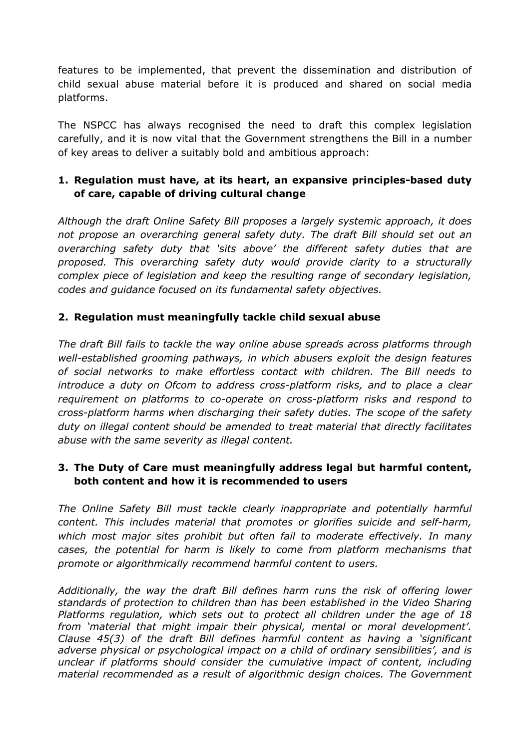features to be implemented, that prevent the dissemination and distribution of child sexual abuse material before it is produced and shared on social media platforms.

The NSPCC has always recognised the need to draft this complex legislation carefully, and it is now vital that the Government strengthens the Bill in a number of key areas to deliver a suitably bold and ambitious approach:

1. **Regulation must have, at its heart, an expansive principles-based duty of care, capable of driving cultural change**

*Although the draft Online Safety Bill proposes a largely systemic approach, it does not propose an overarching general safety duty. The draft Bill should set out an overarching safety duty that 'sits above' the different safety duties that are proposed. This overarching safety duty would provide clarity to a structurally complex piece of legislation and keep the resulting range of secondary legislation, codes and guidance focused on its fundamental safety objectives.*

2. **Regulation must meaningfully tackle child sexual abuse**

*The draft Bill fails to tackle the way online abuse spreads across platforms through well-established grooming pathways, in which abusers exploit the design features of social networks to make effortless contact with children. The Bill needs to introduce a duty on Ofcom to address cross-platform risks, and to place a clear requirement on platforms to co-operate on cross-platform risks and respond to cross-platform harms when discharging their safety duties. The scope of the safety duty on illegal content should be amended to treat material that directly facilitates abuse with the same severity as illegal content.*

3. **The Duty of Care must meaningfully address legal but harmful content, both content and how it is recommended to users**

*The Online Safety Bill must tackle clearly inappropriate and potentially harmful content. This includes material that promotes or glorifies suicide and self-harm, which most major sites prohibit but often fail to moderate effectively. In many cases, the potential for harm is likely to come from platform mechanisms that promote or algorithmically recommend harmful content to users.*

*Additionally, the way the draft Bill defines harm runs the risk of offering lower standards of protection to children than has been established in the Video Sharing Platforms regulation, which sets out to protect all children under the age of 18 from 'material that might impair their physical, mental or moral development'. Clause 45(3) of the draft Bill defines harmful content as having a 'significant adverse physical or psychological impact on a child of ordinary sensibilities', and is unclear if platforms should consider the cumulative impact of content, including material recommended as a result of algorithmic design choices. The Government*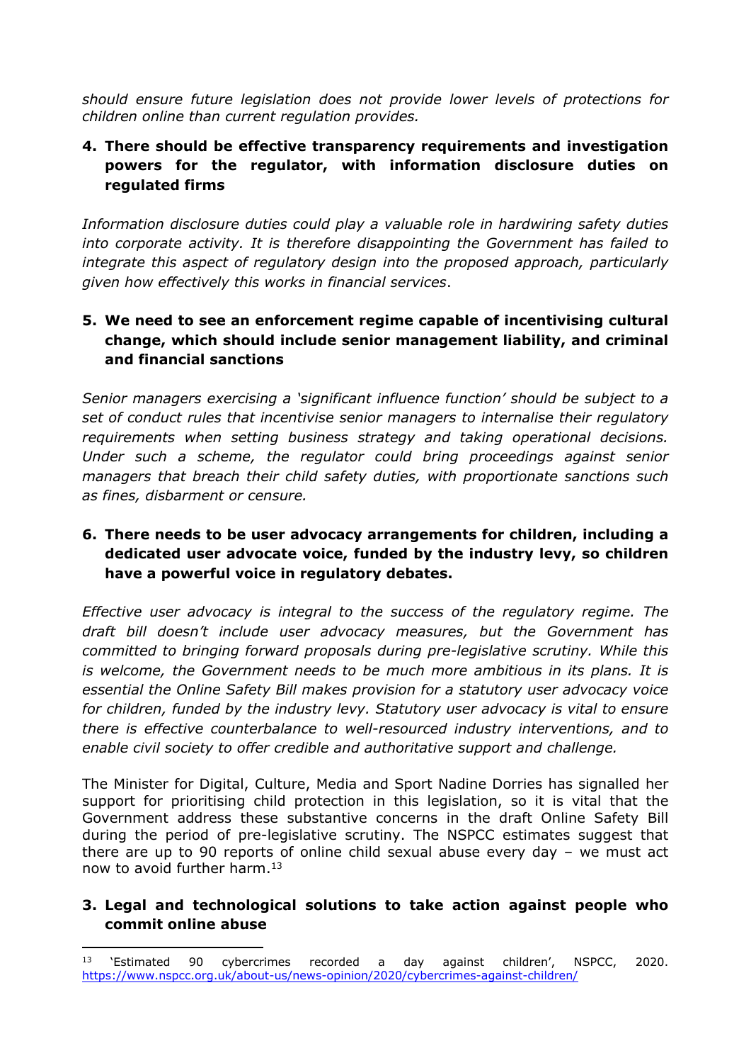*should ensure future legislation does not provide lower levels of protections for children online than current regulation provides.*

4. **There should be effective transparency requirements and investigation powers for the regulator, with information disclosure duties on regulated firms**

*Information disclosure duties could play a valuable role in hardwiring safety duties into corporate activity. It is therefore disappointing the Government has failed to integrate this aspect of regulatory design into the proposed approach, particularly given how effectively this works in financial services*.

5. **We need to see an enforcement regime capable of incentivising cultural change, which should include senior management liability, and criminal and financial sanctions**

*Senior managers exercising a 'significant influence function' should be subject to a set of conduct rules that incentivise senior managers to internalise their regulatory requirements when setting business strategy and taking operational decisions. Under such a scheme, the regulator could bring proceedings against senior managers that breach their child safety duties, with proportionate sanctions such as fines, disbarment or censure.*

6. **There needs to be user advocacy arrangements for children, including a dedicated user advocate voice, funded by the industry levy, so children have a powerful voice in regulatory debates.**

*Effective user advocacy is integral to the success of the regulatory regime. The draft bill doesn't include user advocacy measures, but the Government has committed to bringing forward proposals during pre-legislative scrutiny. While this is welcome, the Government needs to be much more ambitious in its plans. It is essential the Online Safety Bill makes provision for a statutory user advocacy voice for children, funded by the industry levy. Statutory user advocacy is vital to ensure there is effective counterbalance to well-resourced industry interventions, and to enable civil society to offer credible and authoritative support and challenge.*

The Minister for Digital, Culture, Media and Sport Nadine Dorries has signalled her support for prioritising child protection in this legislation, so it is vital that the Government address these substantive concerns in the draft Online Safety Bill during the period of pre-legislative scrutiny. The NSPCC estimates suggest that there are up to 90 reports of online child sexual abuse every day – we must act now to avoid further harm.[13]

### 3. Legal and technological solutions to take action against people who commit online abuse

---

[13] 'Estimated 90 cybercrimes recorded a day against children', NSPCC, 2020. https://www.nspcc.org.uk/about-us/news-opinion/2020/cybercrimes-against-children/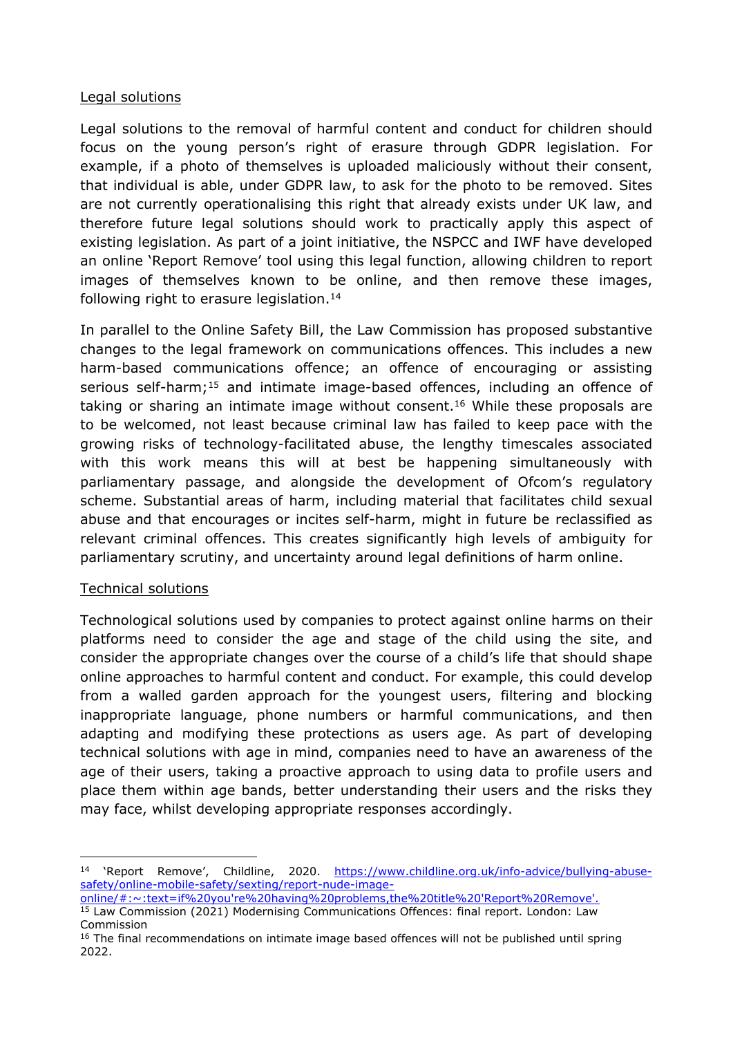Legal solutions

Legal solutions to the removal of harmful content and conduct for children should focus on the young person's right of erasure through GDPR legislation. For example, if a photo of themselves is uploaded maliciously without their consent, that individual is able, under GDPR law, to ask for the photo to be removed. Sites are not currently operationalising this right that already exists under UK law, and therefore future legal solutions should work to practically apply this aspect of existing legislation. As part of a joint initiative, the NSPCC and IWF have developed an online 'Report Remove' tool using this legal function, allowing children to report images of themselves known to be online, and then remove these images, following right to erasure legislation.[14]

In parallel to the Online Safety Bill, the Law Commission has proposed substantive changes to the legal framework on communications offences. This includes a new harm-based communications offence; an offence of encouraging or assisting serious self-harm;[15] and intimate image-based offences, including an offence of taking or sharing an intimate image without consent.[16] While these proposals are to be welcomed, not least because criminal law has failed to keep pace with the growing risks of technology-facilitated abuse, the lengthy timescales associated with this work means this will at best be happening simultaneously with parliamentary passage, and alongside the development of Ofcom's regulatory scheme. Substantial areas of harm, including material that facilitates child sexual abuse and that encourages or incites self-harm, might in future be reclassified as relevant criminal offences. This creates significantly high levels of ambiguity for parliamentary scrutiny, and uncertainty around legal definitions of harm online.

Technical solutions

Technological solutions used by companies to protect against online harms on their platforms need to consider the age and stage of the child using the site, and consider the appropriate changes over the course of a child's life that should shape online approaches to harmful content and conduct. For example, this could develop from a walled garden approach for the youngest users, filtering and blocking inappropriate language, phone numbers or harmful communications, and then adapting and modifying these protections as users age. As part of developing technical solutions with age in mind, companies need to have an awareness of the age of their users, taking a proactive approach to using data to profile users and place them within age bands, better understanding their users and the risks they may face, whilst developing appropriate responses accordingly.

---

[14] 'Report Remove', Childline, 2020. https://www.childline.org.uk/info-advice/bullying-abuse-safety/online-mobile-safety/sexting/report-nude-image-online/#:~:text=if%20you're%20having%20problems,the%20title%20'Report%20Remove'.

[15] Law Commission (2021) Modernising Communications Offences: final report. London: Law Commission

[16] The final recommendations on intimate image based offences will not be published until spring 2022.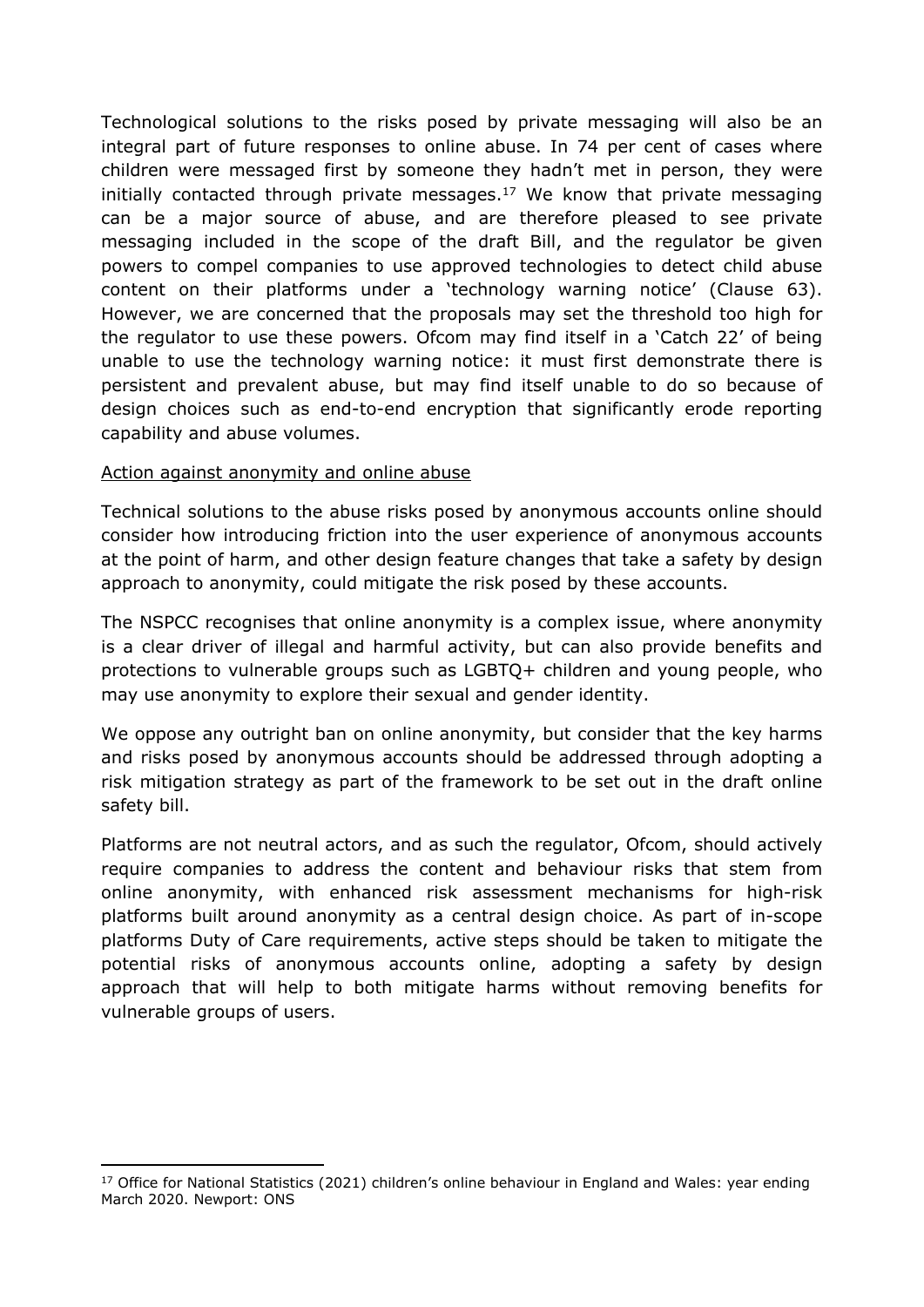Technological solutions to the risks posed by private messaging will also be an integral part of future responses to online abuse. In 74 per cent of cases where children were messaged first by someone they hadn't met in person, they were initially contacted through private messages.[17] We know that private messaging can be a major source of abuse, and are therefore pleased to see private messaging included in the scope of the draft Bill, and the regulator be given powers to compel companies to use approved technologies to detect child abuse content on their platforms under a 'technology warning notice' (Clause 63). However, we are concerned that the proposals may set the threshold too high for the regulator to use these powers. Ofcom may find itself in a 'Catch 22' of being unable to use the technology warning notice: it must first demonstrate there is persistent and prevalent abuse, but may find itself unable to do so because of design choices such as end-to-end encryption that significantly erode reporting capability and abuse volumes.

<u>Action against anonymity and online abuse</u>

Technical solutions to the abuse risks posed by anonymous accounts online should consider how introducing friction into the user experience of anonymous accounts at the point of harm, and other design feature changes that take a safety by design approach to anonymity, could mitigate the risk posed by these accounts.

The NSPCC recognises that online anonymity is a complex issue, where anonymity is a clear driver of illegal and harmful activity, but can also provide benefits and protections to vulnerable groups such as LGBTQ+ children and young people, who may use anonymity to explore their sexual and gender identity.

We oppose any outright ban on online anonymity, but consider that the key harms and risks posed by anonymous accounts should be addressed through adopting a risk mitigation strategy as part of the framework to be set out in the draft online safety bill.

Platforms are not neutral actors, and as such the regulator, Ofcom, should actively require companies to address the content and behaviour risks that stem from online anonymity, with enhanced risk assessment mechanisms for high-risk platforms built around anonymity as a central design choice. As part of in-scope platforms Duty of Care requirements, active steps should be taken to mitigate the potential risks of anonymous accounts online, adopting a safety by design approach that will help to both mitigate harms without removing benefits for vulnerable groups of users.

---

[17] Office for National Statistics (2021) children's online behaviour in England and Wales: year ending March 2020. Newport: ONS